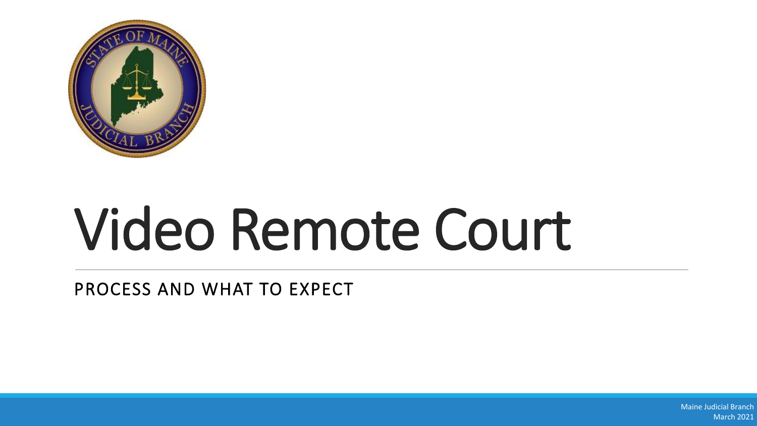# Video Remote Court

## PROCESS AND WHAT TO EXPECT

Maine Judicial Branch
March 2021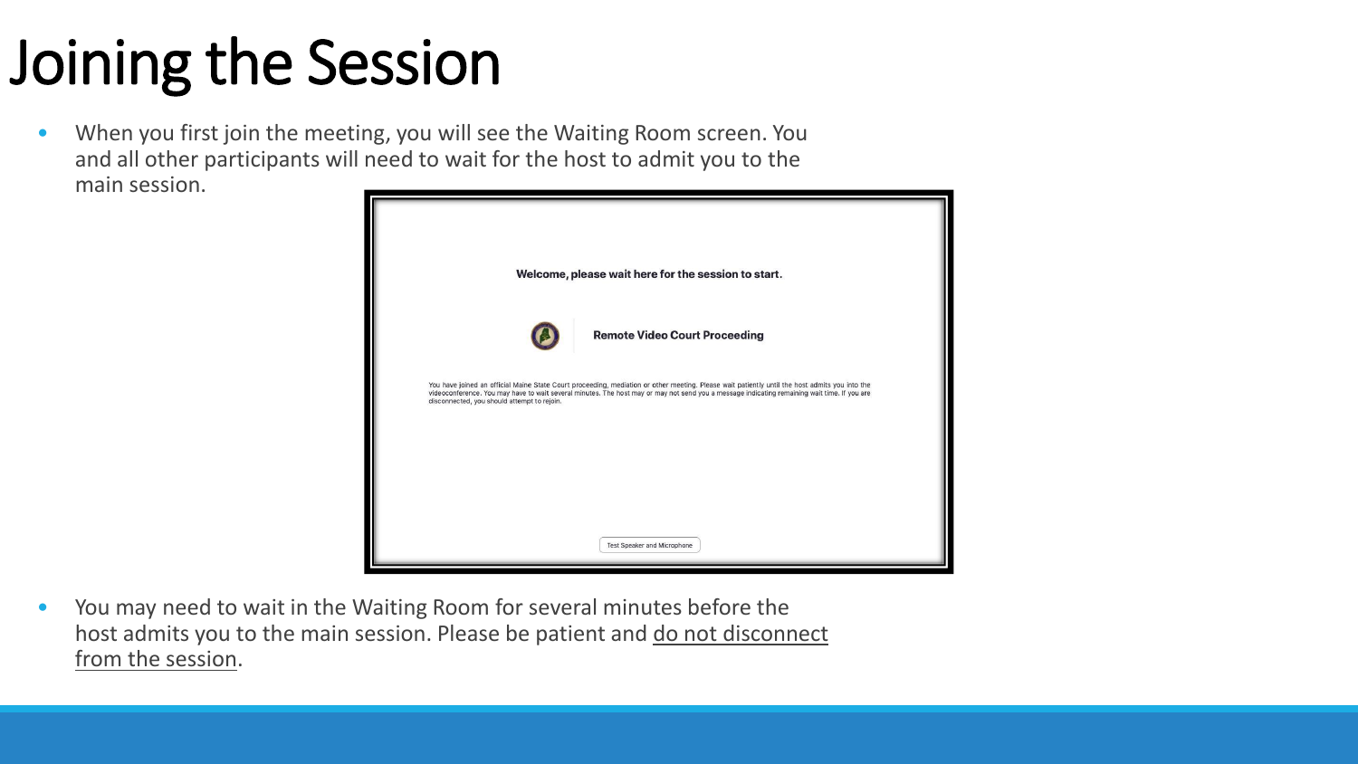# Joining the Session

- When you first join the meeting, you will see the Waiting Room screen. You and all other participants will need to wait for the host to admit you to the main session.

Welcome, please wait here for the session to start.

Remote Video Court Proceeding

You have joined an official Maine State Court proceeding, mediation or other meeting. Please wait patiently until the host admits you into the videoconference. You may have to wait several minutes. The host may or may not send you a message indicating remaining wait time. If you are disconnected, you should attempt to rejoin.

Test Speaker and Microphone

- You may need to wait in the Waiting Room for several minutes before the host admits you to the main session. Please be patient and <u>do not disconnect from the session</u>.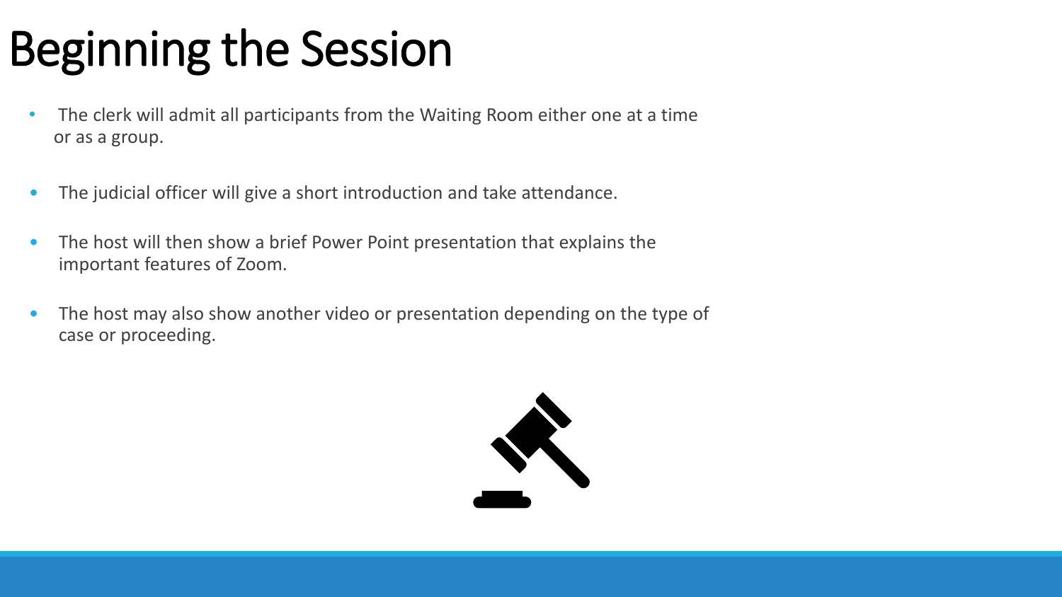# Beginning the Session

- The clerk will admit all participants from the Waiting Room either one at a time or as a group.
- The judicial officer will give a short introduction and take attendance.
- The host will then show a brief Power Point presentation that explains the important features of Zoom.
- The host may also show another video or presentation depending on the type of case or proceeding.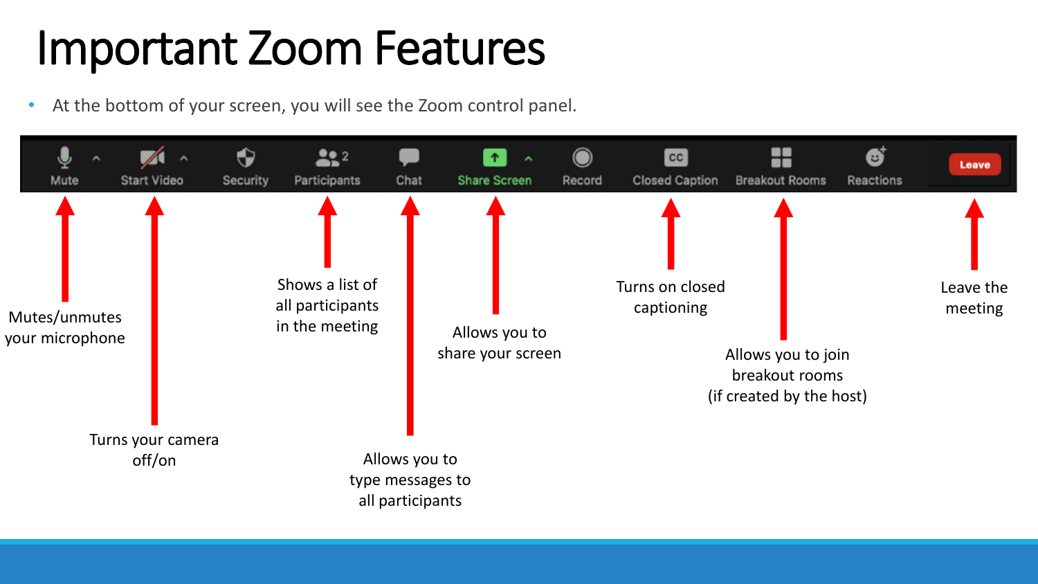# Important Zoom Features

- At the bottom of your screen, you will see the Zoom control panel.

Mute | Start Video | Security | Participants | Chat | Share Screen | Record | Closed Caption | Breakout Rooms | Reactions | Leave

- **Mute**: Mutes/unmutes your microphone
- **Start Video**: Turns your camera off/on
- **Participants**: Shows a list of all participants in the meeting
- **Chat**: Allows you to type messages to all participants
- **Share Screen**: Allows you to share your screen
- **Closed Caption**: Turns on closed captioning
- **Breakout Rooms**: Allows you to join breakout rooms (if created by the host)
- **Leave**: Leave the meeting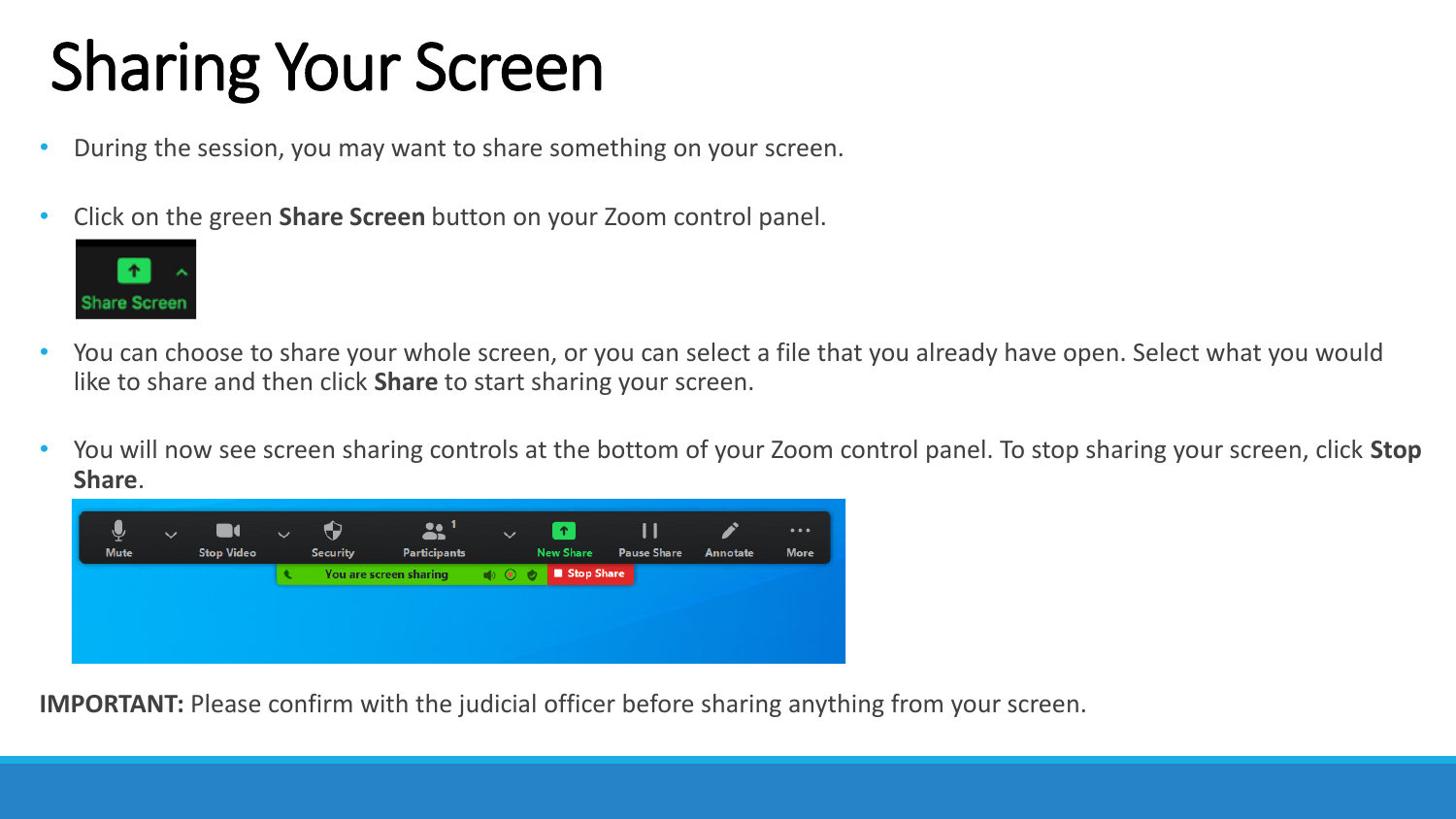# Sharing Your Screen

- During the session, you may want to share something on your screen.
- Click on the green **Share Screen** button on your Zoom control panel.
- You can choose to share your whole screen, or you can select a file that you already have open. Select what you would like to share and then click **Share** to start sharing your screen.
- You will now see screen sharing controls at the bottom of your Zoom control panel. To stop sharing your screen, click **Stop Share**.

**IMPORTANT:** Please confirm with the judicial officer before sharing anything from your screen.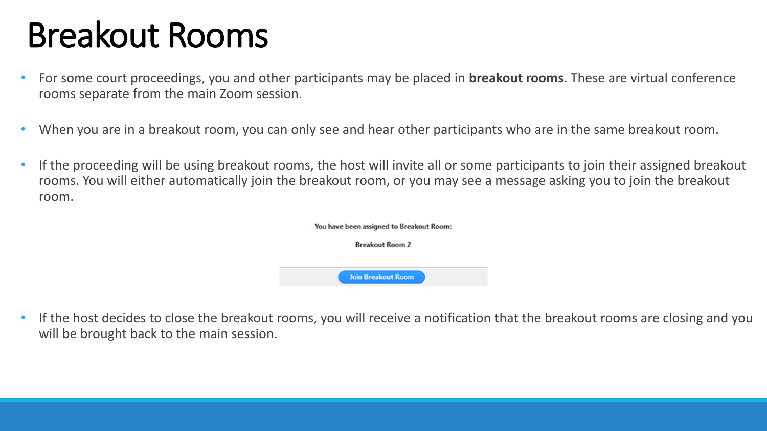# Breakout Rooms

- For some court proceedings, you and other participants may be placed in **breakout rooms**. These are virtual conference rooms separate from the main Zoom session.
- When you are in a breakout room, you can only see and hear other participants who are in the same breakout room.
- If the proceeding will be using breakout rooms, the host will invite all or some participants to join their assigned breakout rooms. You will either automatically join the breakout room, or you may see a message asking you to join the breakout room.

You have been assigned to Breakout Room:

Breakout Room 2

Join Breakout Room

- If the host decides to close the breakout rooms, you will receive a notification that the breakout rooms are closing and you will be brought back to the main session.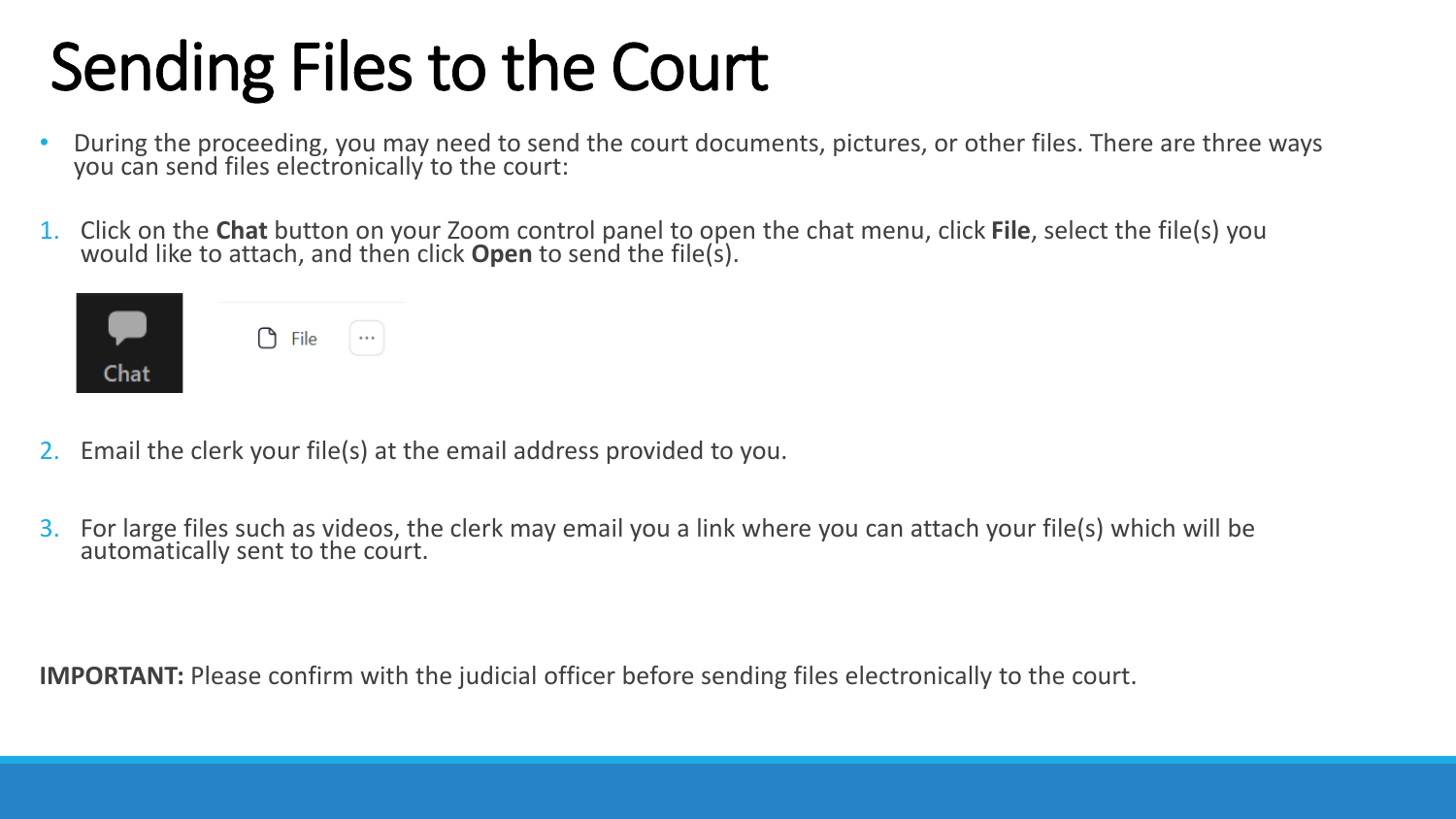# Sending Files to the Court

- During the proceeding, you may need to send the court documents, pictures, or other files. There are three ways you can send files electronically to the court:

1. Click on the **Chat** button on your Zoom control panel to open the chat menu, click **File**, select the file(s) you would like to attach, and then click **Open** to send the file(s).

2. Email the clerk your file(s) at the email address provided to you.

3. For large files such as videos, the clerk may email you a link where you can attach your file(s) which will be automatically sent to the court.

**IMPORTANT:** Please confirm with the judicial officer before sending files electronically to the court.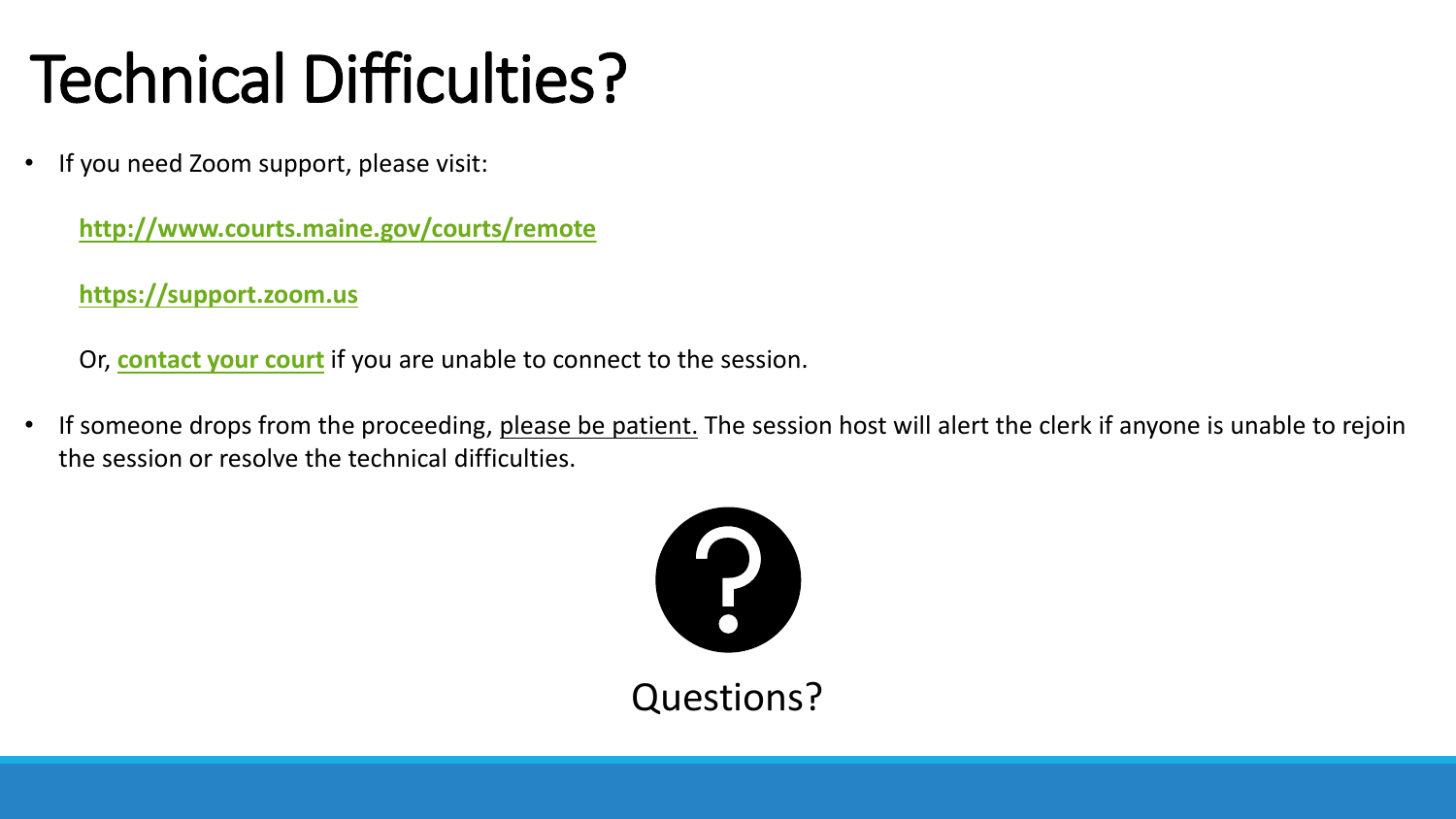# Technical Difficulties?

- If you need Zoom support, please visit:

  **http://www.courts.maine.gov/courts/remote**

  **https://support.zoom.us**

  Or, **contact your court** if you are unable to connect to the session.

- If someone drops from the proceeding, please be patient. The session host will alert the clerk if anyone is unable to rejoin the session or resolve the technical difficulties.

Questions?